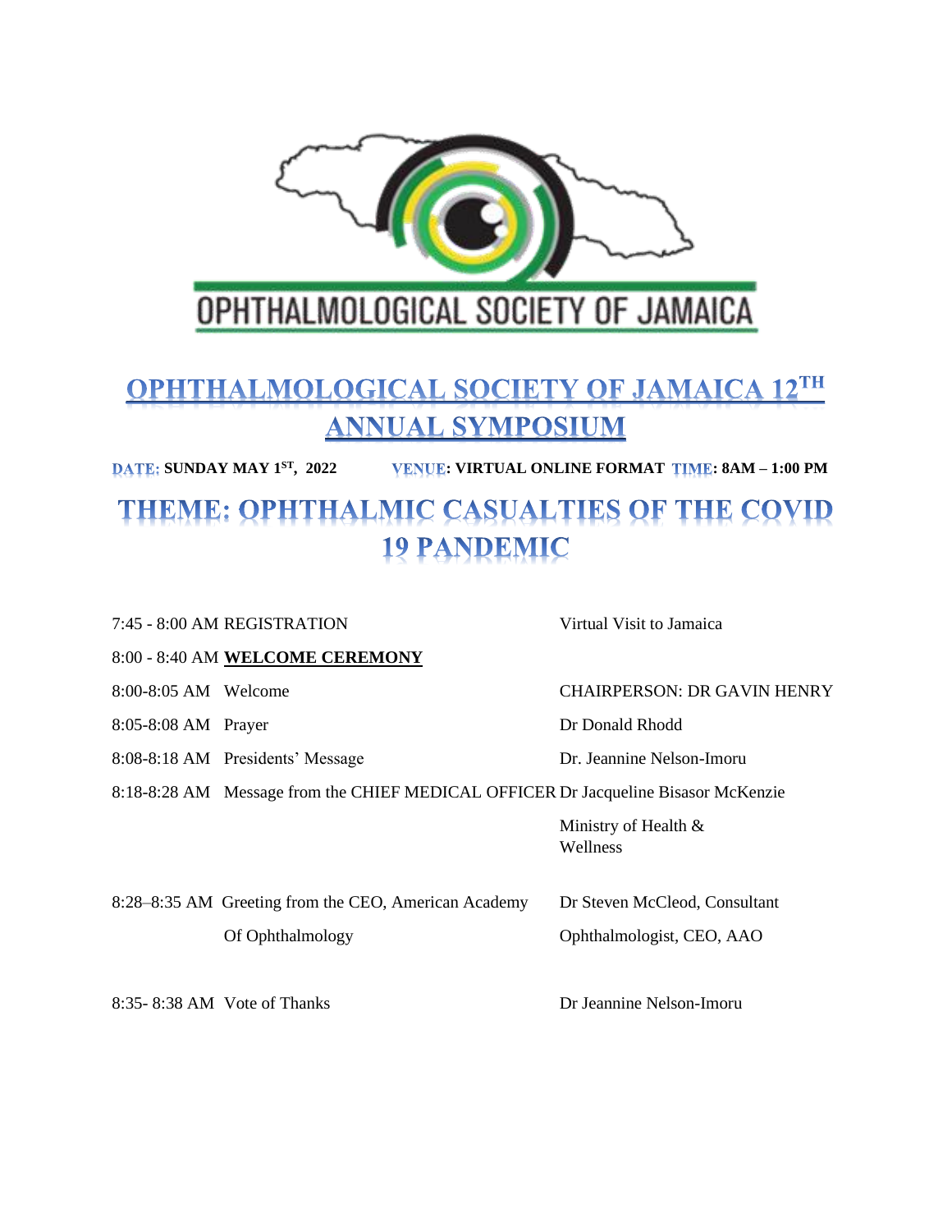OPHTHALMOLOGICAL SOCIETY OF JAMAICA

# OPHTHALMOLOGICAL SOCIETY OF JAMAICA 12TH ANNUAL SYMPOSIUM

**DATE: SUNDAY MAY 1ST, 2022** **VENUE: VIRTUAL ONLINE FORMAT** **TIME: 8AM – 1:00 PM**

# THEME: OPHTHALMIC CASUALTIES OF THE COVID 19 PANDEMIC

| Time | Item | Speaker |
|---|---|---|
| 7:45 - 8:00 AM | REGISTRATION | Virtual Visit to Jamaica |
| 8:00 - 8:40 AM | **WELCOME CEREMONY** | |
| 8:00-8:05 AM | Welcome | CHAIRPERSON: DR GAVIN HENRY |
| 8:05-8:08 AM | Prayer | Dr Donald Rhodd |
| 8:08-8:18 AM | Presidents' Message | Dr. Jeannine Nelson-Imoru |
| 8:18-8:28 AM | Message from the CHIEF MEDICAL OFFICER | Dr Jacqueline Bisasor McKenzie<br>Ministry of Health & Wellness |
| 8:28–8:35 AM | Greeting from the CEO, American Academy Of Ophthalmology | Dr Steven McCleod, Consultant Ophthalmologist, CEO, AAO |
| 8:35- 8:38 AM | Vote of Thanks | Dr Jeannine Nelson-Imoru |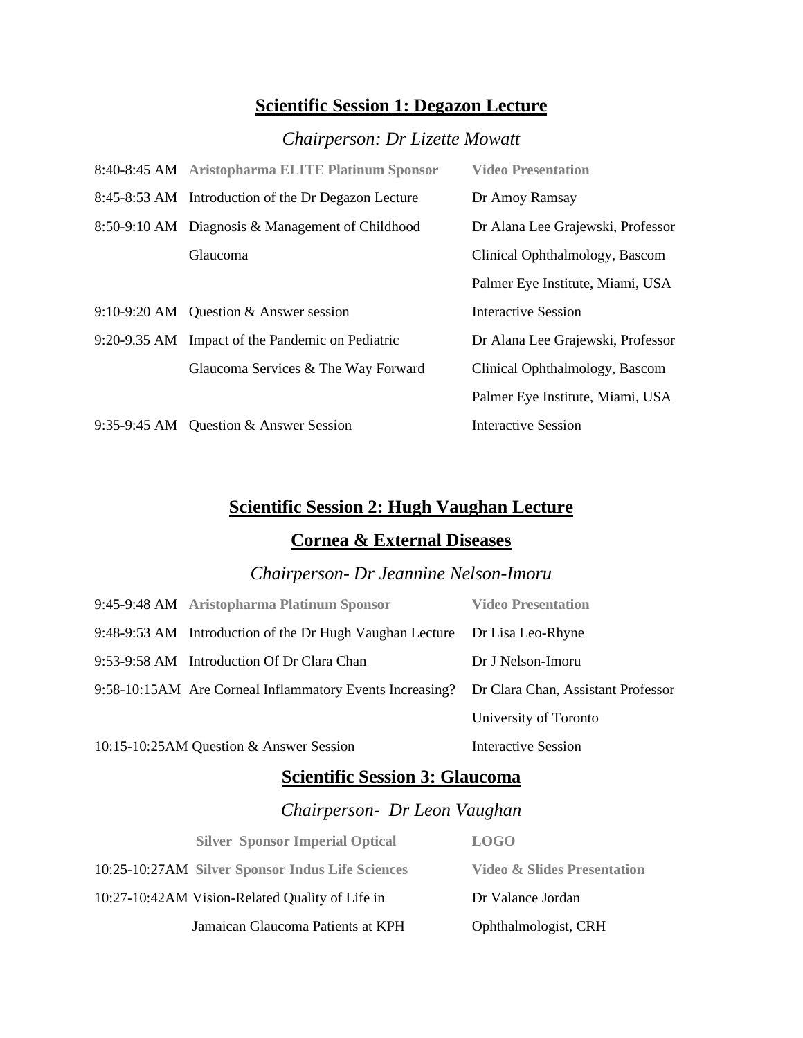## Scientific Session 1: Degazon Lecture

*Chairperson: Dr Lizette Mowatt*

| | | |
|---|---|---|
| 8:40-8:45 AM | **Aristopharma ELITE Platinum Sponsor** | **Video Presentation** |
| 8:45-8:53 AM | Introduction of the Dr Degazon Lecture | Dr Amoy Ramsay |
| 8:50-9:10 AM | Diagnosis & Management of Childhood Glaucoma | Dr Alana Lee Grajewski, Professor Clinical Ophthalmology, Bascom Palmer Eye Institute, Miami, USA |
| 9:10-9:20 AM | Question & Answer session | Interactive Session |
| 9:20-9.35 AM | Impact of the Pandemic on Pediatric Glaucoma Services & The Way Forward | Dr Alana Lee Grajewski, Professor Clinical Ophthalmology, Bascom Palmer Eye Institute, Miami, USA |
| 9:35-9:45 AM | Question & Answer Session | Interactive Session |

## Scientific Session 2: Hugh Vaughan Lecture

## Cornea & External Diseases

*Chairperson- Dr Jeannine Nelson-Imoru*

| | | |
|---|---|---|
| 9:45-9:48 AM | **Aristopharma Platinum Sponsor** | **Video Presentation** |
| 9:48-9:53 AM | Introduction of the Dr Hugh Vaughan Lecture | Dr Lisa Leo-Rhyne |
| 9:53-9:58 AM | Introduction Of Dr Clara Chan | Dr J Nelson-Imoru |
| 9:58-10:15AM | Are Corneal Inflammatory Events Increasing? | Dr Clara Chan, Assistant Professor University of Toronto |
| 10:15-10:25AM | Question & Answer Session | Interactive Session |

## Scientific Session 3: Glaucoma

*Chairperson- Dr Leon Vaughan*

| | | |
|---|---|---|
| | **Silver Sponsor Imperial Optical** | **LOGO** |
| 10:25-10:27AM | **Silver Sponsor Indus Life Sciences** | **Video & Slides Presentation** |
| 10:27-10:42AM | Vision-Related Quality of Life in Jamaican Glaucoma Patients at KPH | Dr Valance Jordan Ophthalmologist, CRH |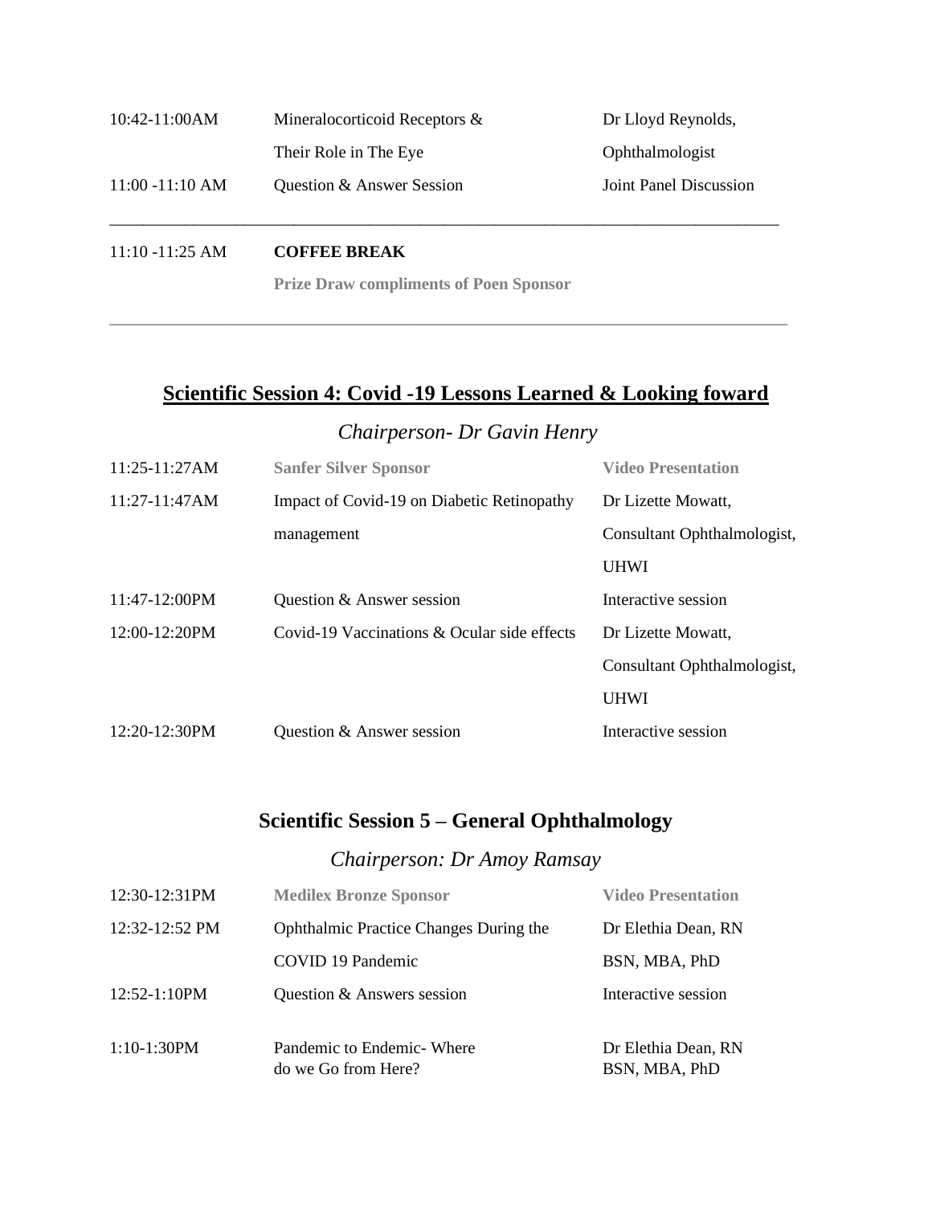| | | |
|---|---|---|
| 10:42-11:00AM | Mineralocorticoid Receptors & Their Role in The Eye | Dr Lloyd Reynolds, Ophthalmologist |
| 11:00 -11:10 AM | Question & Answer Session | Joint Panel Discussion |

---

| | |
|---|---|
| 11:10 -11:25 AM | **COFFEE BREAK** |
| | **Prize Draw compliments of Poen Sponsor** |

---

## Scientific Session 4: Covid -19 Lessons Learned & Looking foward

*Chairperson- Dr Gavin Henry*

| | | |
|---|---|---|
| 11:25-11:27AM | **Sanfer Silver Sponsor** | **Video Presentation** |
| 11:27-11:47AM | Impact of Covid-19 on Diabetic Retinopathy management | Dr Lizette Mowatt, Consultant Ophthalmologist, UHWI |
| 11:47-12:00PM | Question & Answer session | Interactive session |
| 12:00-12:20PM | Covid-19 Vaccinations & Ocular side effects | Dr Lizette Mowatt, Consultant Ophthalmologist, UHWI |
| 12:20-12:30PM | Question & Answer session | Interactive session |

## Scientific Session 5 – General Ophthalmology

*Chairperson: Dr Amoy Ramsay*

| | | |
|---|---|---|
| 12:30-12:31PM | **Medilex Bronze Sponsor** | **Video Presentation** |
| 12:32-12:52 PM | Ophthalmic Practice Changes During the COVID 19 Pandemic | Dr Elethia Dean, RN BSN, MBA, PhD |
| 12:52-1:10PM | Question & Answers session | Interactive session |
| 1:10-1:30PM | Pandemic to Endemic- Where do we Go from Here? | Dr Elethia Dean, RN BSN, MBA, PhD |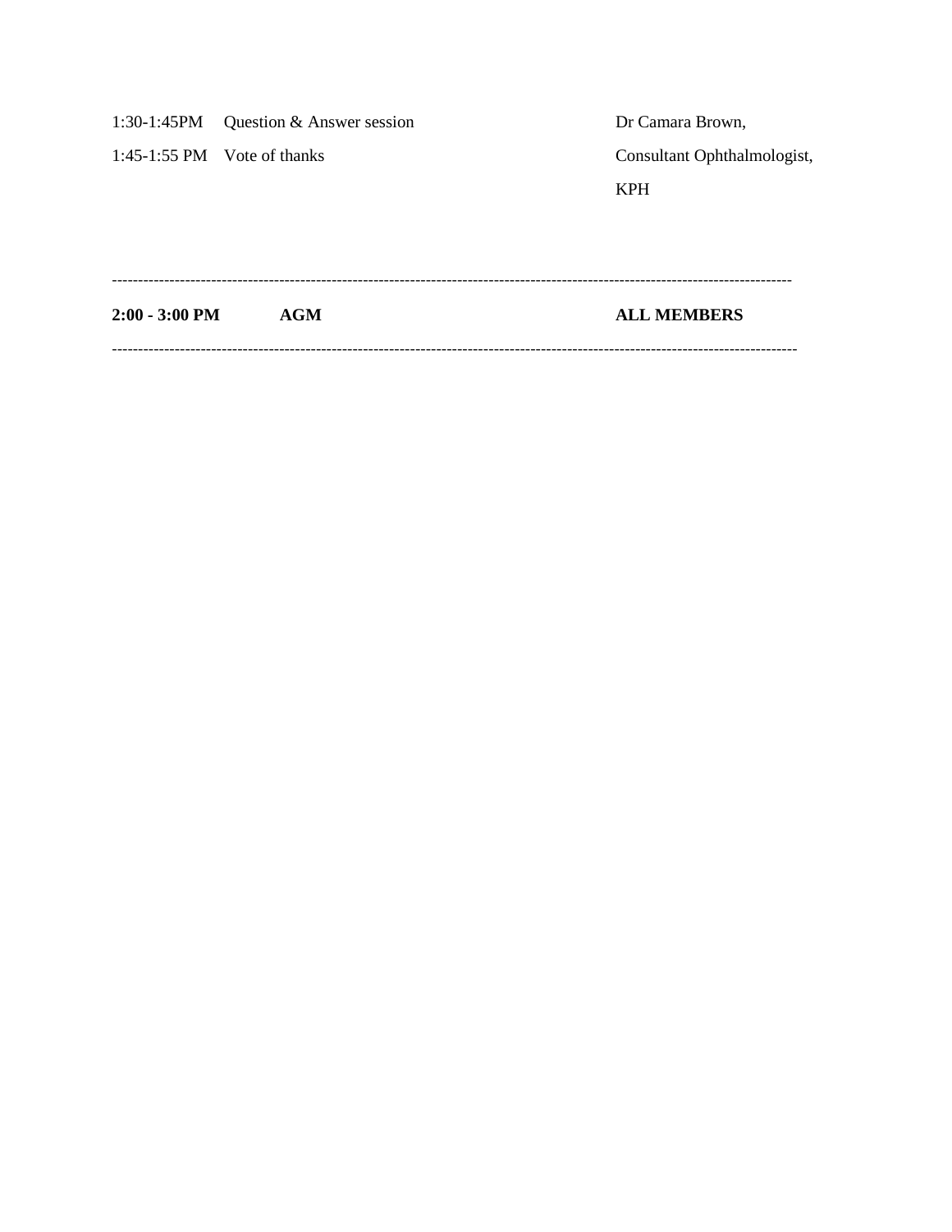| | | |
|---|---|---|
| 1:30-1:45PM | Question & Answer session | Dr Camara Brown, |
| 1:45-1:55 PM | Vote of thanks | Consultant Ophthalmologist, |
| | | KPH |

---

| | | |
|---|---|---|
| **2:00 - 3:00 PM** | **AGM** | **ALL MEMBERS** |

---